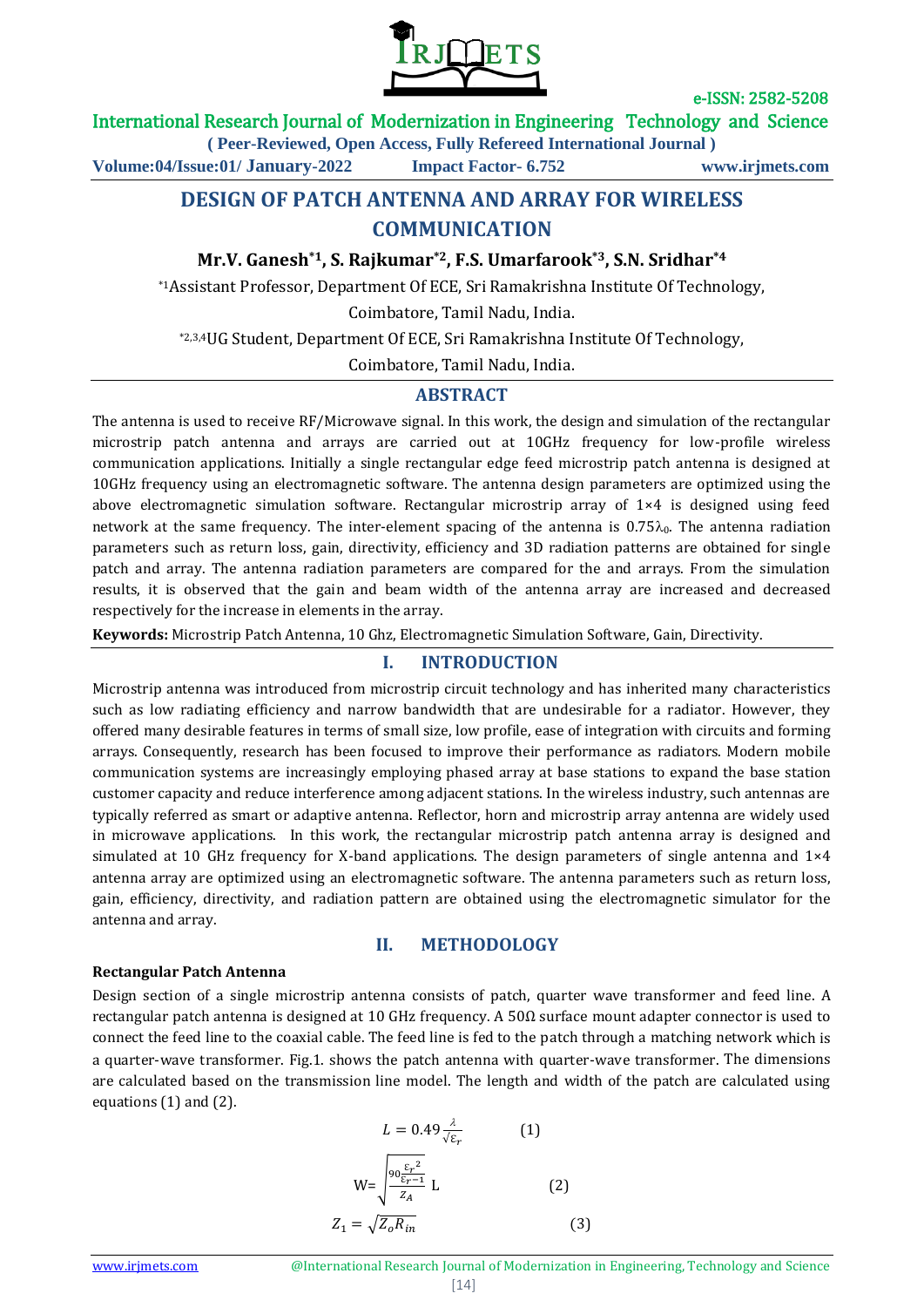# DESIGN OF PATCH ANTENNA AND ARRAY FOR WIRELESS COMMUNICATION

**Mr.V. Ganesh[*1], S. Rajkumar[*2], F.S. Umarfarook[*3], S.N. Sridhar[*4]**

[*1]Assistant Professor, Department Of ECE, Sri Ramakrishna Institute Of Technology, Coimbatore, Tamil Nadu, India.

[*2,3,4]UG Student, Department Of ECE, Sri Ramakrishna Institute Of Technology, Coimbatore, Tamil Nadu, India.

## ABSTRACT

The antenna is used to receive RF/Microwave signal. In this work, the design and simulation of the rectangular microstrip patch antenna and arrays are carried out at 10GHz frequency for low-profile wireless communication applications. Initially a single rectangular edge feed microstrip patch antenna is designed at 10GHz frequency using an electromagnetic software. The antenna design parameters are optimized using the above electromagnetic simulation software. Rectangular microstrip array of 1×4 is designed using feed network at the same frequency. The inter-element spacing of the antenna is $0.75\lambda_0$. The antenna radiation parameters such as return loss, gain, directivity, efficiency and 3D radiation patterns are obtained for single patch and array. The antenna radiation parameters are compared for the and arrays. From the simulation results, it is observed that the gain and beam width of the antenna array are increased and decreased respectively for the increase in elements in the array.

**Keywords:** Microstrip Patch Antenna, 10 Ghz, Electromagnetic Simulation Software, Gain, Directivity.

## I. INTRODUCTION

Microstrip antenna was introduced from microstrip circuit technology and has inherited many characteristics such as low radiating efficiency and narrow bandwidth that are undesirable for a radiator. However, they offered many desirable features in terms of small size, low profile, ease of integration with circuits and forming arrays. Consequently, research has been focused to improve their performance as radiators. Modern mobile communication systems are increasingly employing phased array at base stations to expand the base station customer capacity and reduce interference among adjacent stations. In the wireless industry, such antennas are typically referred as smart or adaptive antenna. Reflector, horn and microstrip array antenna are widely used in microwave applications. In this work, the rectangular microstrip patch antenna array is designed and simulated at 10 GHz frequency for X-band applications. The design parameters of single antenna and 1×4 antenna array are optimized using an electromagnetic software. The antenna parameters such as return loss, gain, efficiency, directivity, and radiation pattern are obtained using the electromagnetic simulator for the antenna and array.

## II. METHODOLOGY

**Rectangular Patch Antenna**

Design section of a single microstrip antenna consists of patch, quarter wave transformer and feed line. A rectangular patch antenna is designed at 10 GHz frequency. A 50Ω surface mount adapter connector is used to connect the feed line to the coaxial cable. The feed line is fed to the patch through a matching network which is a quarter-wave transformer. Fig.1. shows the patch antenna with quarter-wave transformer. The dimensions are calculated based on the transmission line model. The length and width of the patch are calculated using equations (1) and (2).

$$L = 0.49\frac{\lambda}{\sqrt{\varepsilon_r}} \qquad (1)$$

$$W = \sqrt{\frac{90\frac{{\varepsilon_r}^2}{\varepsilon_r - 1}}{Z_A}}\, L \qquad (2)$$

$$Z_1 = \sqrt{Z_o R_{in}} \qquad (3)$$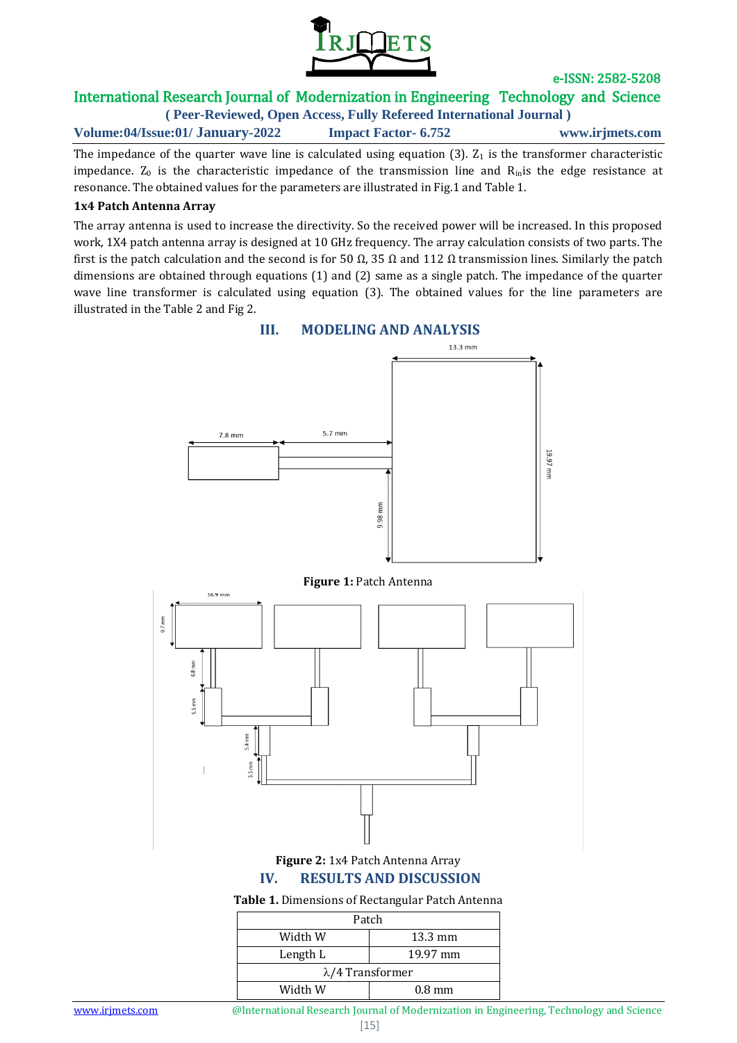The impedance of the quarter wave line is calculated using equation (3). $Z_1$ is the transformer characteristic impedance. $Z_0$ is the characteristic impedance of the transmission line and $R_{in}$ is the edge resistance at resonance. The obtained values for the parameters are illustrated in Fig.1 and Table 1.

**1x4 Patch Antenna Array**

The array antenna is used to increase the directivity. So the received power will be increased. In this proposed work, 1X4 patch antenna array is designed at 10 GHz frequency. The array calculation consists of two parts. The first is the patch calculation and the second is for 50 Ω, 35 Ω and 112 Ω transmission lines. Similarly the patch dimensions are obtained through equations (1) and (2) same as a single patch. The impedance of the quarter wave line transformer is calculated using equation (3). The obtained values for the line parameters are illustrated in the Table 2 and Fig 2.

## III. MODELING AND ANALYSIS

**Figure 1:** Patch Antenna

**Figure 2:** 1x4 Patch Antenna Array

## IV. RESULTS AND DISCUSSION

**Table 1.** Dimensions of Rectangular Patch Antenna

| Patch | |
|---|---|
| Width W | 13.3 mm |
| Length L | 19.97 mm |
| λ/4 Transformer | |
| Width W | 0.8 mm |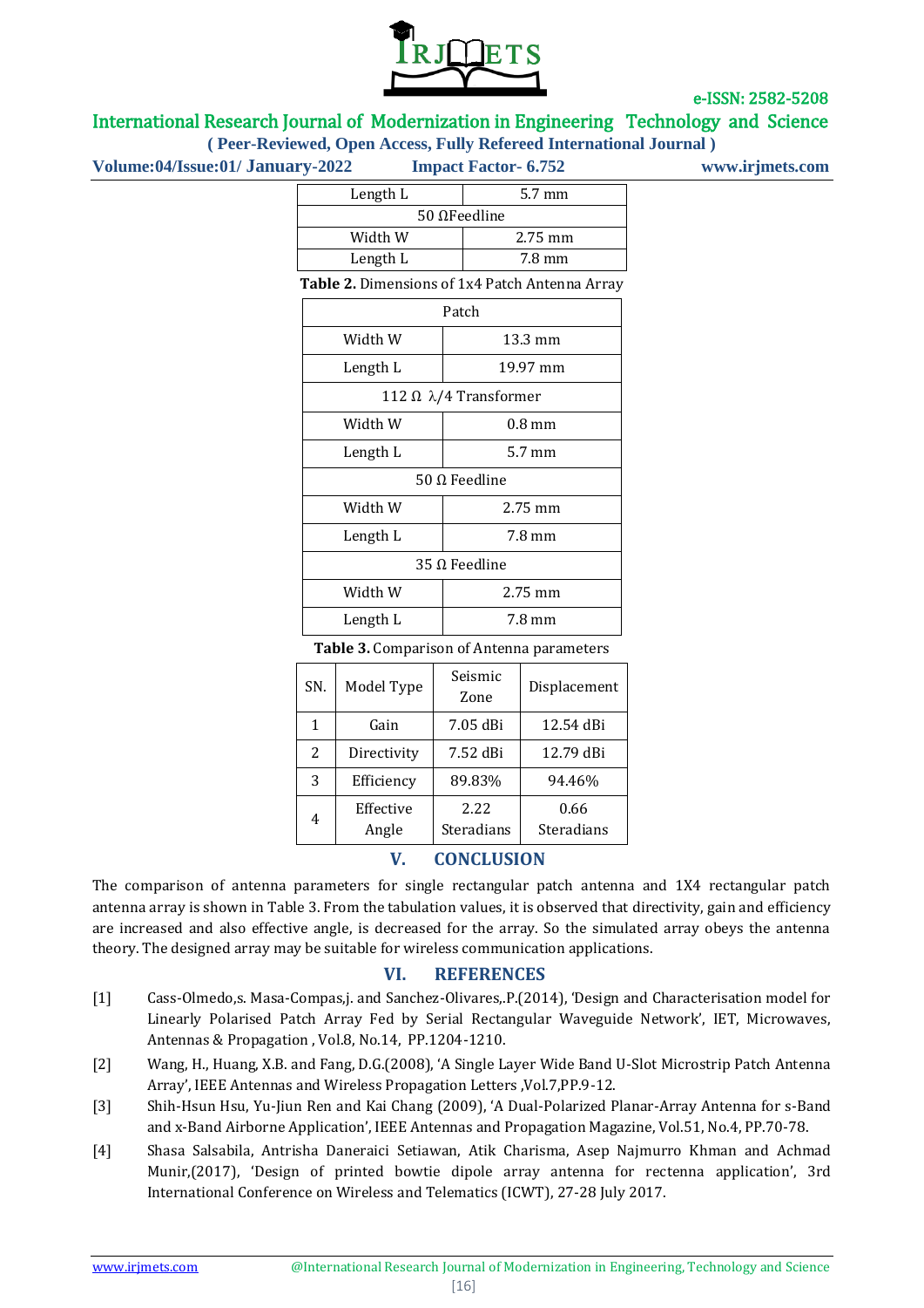| | |
|---|---|
| Length L | 5.7 mm |
| 50 ΩFeedline | |
| Width W | 2.75 mm |
| Length L | 7.8 mm |

**Table 2.** Dimensions of 1x4 Patch Antenna Array

| Patch | |
|---|---|
| Width W | 13.3 mm |
| Length L | 19.97 mm |
| 112 Ω λ/4 Transformer | |
| Width W | 0.8 mm |
| Length L | 5.7 mm |
| 50 Ω Feedline | |
| Width W | 2.75 mm |
| Length L | 7.8 mm |
| 35 Ω Feedline | |
| Width W | 2.75 mm |
| Length L | 7.8 mm |

**Table 3.** Comparison of Antenna parameters

| SN. | Model Type | Seismic Zone | Displacement |
|---|---|---|---|
| 1 | Gain | 7.05 dBi | 12.54 dBi |
| 2 | Directivity | 7.52 dBi | 12.79 dBi |
| 3 | Efficiency | 89.83% | 94.46% |
| 4 | Effective Angle | 2.22 Steradians | 0.66 Steradians |

## V. CONCLUSION

The comparison of antenna parameters for single rectangular patch antenna and 1X4 rectangular patch antenna array is shown in Table 3. From the tabulation values, it is observed that directivity, gain and efficiency are increased and also effective angle, is decreased for the array. So the simulated array obeys the antenna theory. The designed array may be suitable for wireless communication applications.

## VI. REFERENCES

[1] Cass-Olmedo,s. Masa-Compas,j. and Sanchez-Olivares,.P.(2014), 'Design and Characterisation model for Linearly Polarised Patch Array Fed by Serial Rectangular Waveguide Network', IET, Microwaves, Antennas & Propagation , Vol.8, No.14, PP.1204-1210.

[2] Wang, H., Huang, X.B. and Fang, D.G.(2008), 'A Single Layer Wide Band U-Slot Microstrip Patch Antenna Array', IEEE Antennas and Wireless Propagation Letters ,Vol.7,PP.9-12.

[3] Shih-Hsun Hsu, Yu-Jiun Ren and Kai Chang (2009), 'A Dual-Polarized Planar-Array Antenna for s-Band and x-Band Airborne Application', IEEE Antennas and Propagation Magazine, Vol.51, No.4, PP.70-78.

[4] Shasa Salsabila, Antrisha Daneraici Setiawan, Atik Charisma, Asep Najmurro Khman and Achmad Munir,(2017), 'Design of printed bowtie dipole array antenna for rectenna application', 3rd International Conference on Wireless and Telematics (ICWT), 27-28 July 2017.